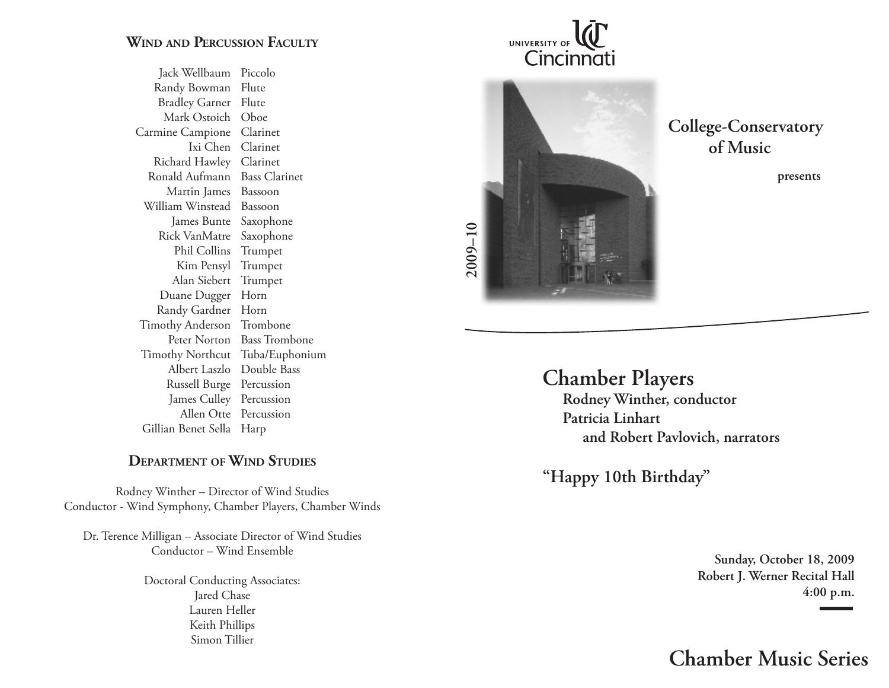## Wind and Percussion Faculty

| | |
|---|---|
| Jack Wellbaum | Piccolo |
| Randy Bowman | Flute |
| Bradley Garner | Flute |
| Mark Ostoich | Oboe |
| Carmine Campione | Clarinet |
| Ixi Chen | Clarinet |
| Richard Hawley | Clarinet |
| Ronald Aufmann | Bass Clarinet |
| Martin James | Bassoon |
| William Winstead | Bassoon |
| James Bunte | Saxophone |
| Rick VanMatre | Saxophone |
| Phil Collins | Trumpet |
| Kim Pensyl | Trumpet |
| Alan Siebert | Trumpet |
| Duane Dugger | Horn |
| Randy Gardner | Horn |
| Timothy Anderson | Trombone |
| Peter Norton | Bass Trombone |
| Timothy Northcut | Tuba/Euphonium |
| Albert Laszlo | Double Bass |
| Russell Burge | Percussion |
| James Culley | Percussion |
| Allen Otte | Percussion |
| Gillian Benet Sella | Harp |

## Department of Wind Studies

Rodney Winther – Director of Wind Studies
Conductor - Wind Symphony, Chamber Players, Chamber Winds

Dr. Terence Milligan – Associate Director of Wind Studies
Conductor – Wind Ensemble

Doctoral Conducting Associates:
Jared Chase
Lauren Heller
Keith Phillips
Simon Tillier

---

University of Cincinnati

2009–10

**College-Conservatory of Music**

**presents**

# Chamber Players

**Rodney Winther, conductor**
**Patricia Linhart and Robert Pavlovich, narrators**

## "Happy 10th Birthday"

**Sunday, October 18, 2009**
**Robert J. Werner Recital Hall**
**4:00 p.m.**

## Chamber Music Series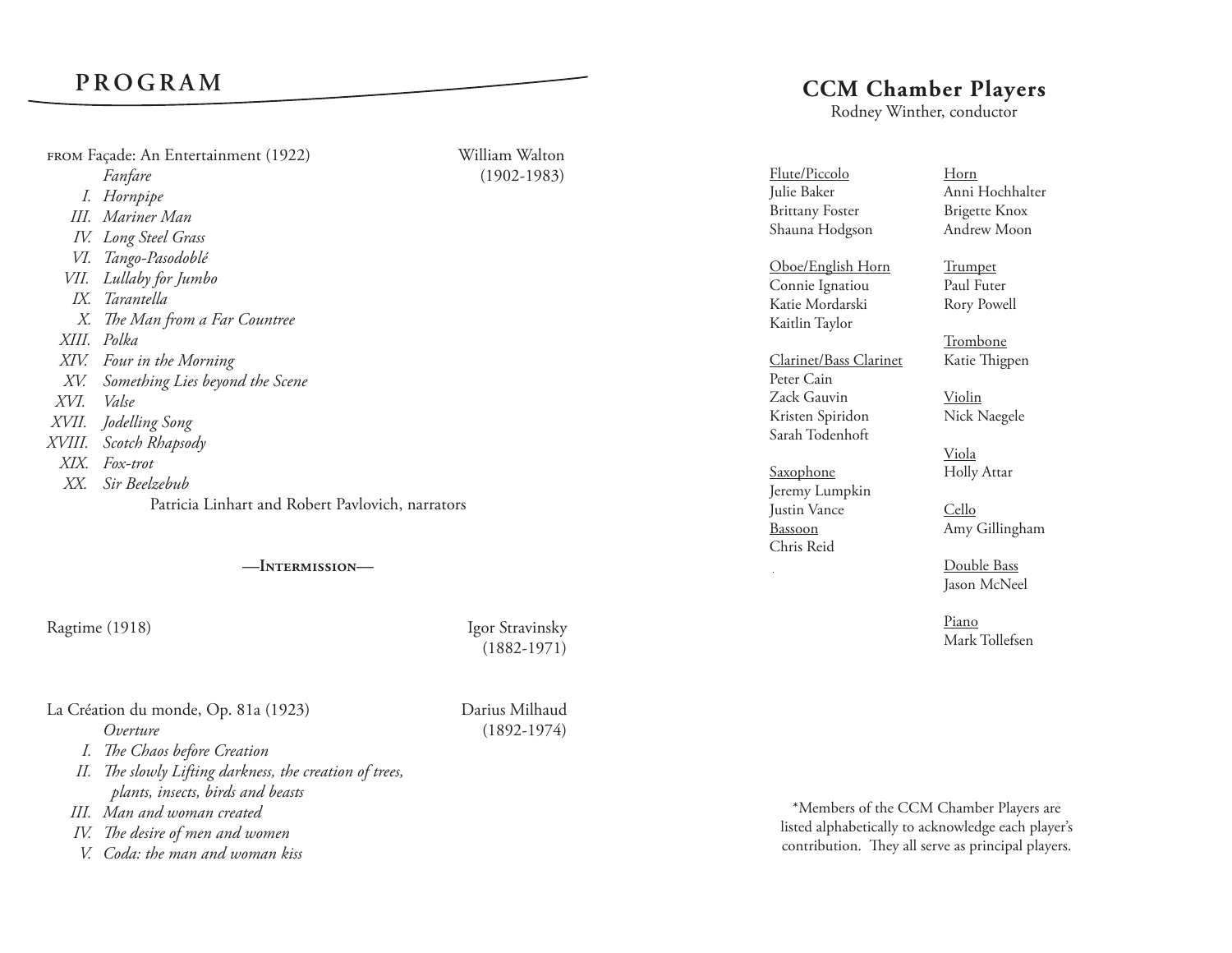## PROGRAM

FROM Façade: An Entertainment (1922) — William Walton (1902-1983)

*Fanfare*
- I. *Hornpipe*
- III. *Mariner Man*
- IV. *Long Steel Grass*
- VI. *Tango-Pasodoblé*
- VII. *Lullaby for Jumbo*
- IX. *Tarantella*
- X. *The Man from a Far Countree*
- XIII. *Polka*
- XIV. *Four in the Morning*
- XV. *Something Lies beyond the Scene*
- XVI. *Valse*
- XVII. *Jodelling Song*
- XVIII. *Scotch Rhapsody*
- XIX. *Fox-trot*
- XX. *Sir Beelzebub*

Patricia Linhart and Robert Pavlovich, narrators

—INTERMISSION—

Ragtime (1918) — Igor Stravinsky (1882-1971)

La Création du monde, Op. 81a (1923) — Darius Milhaud (1892-1974)

*Overture*
- I. *The Chaos before Creation*
- II. *The slowly Lifting darkness, the creation of trees, plants, insects, birds and beasts*
- III. *Man and woman created*
- IV. *The desire of men and women*
- V. *Coda: the man and woman kiss*

## CCM Chamber Players

Rodney Winther, conductor

Flute/Piccolo
Julie Baker
Brittany Foster
Shauna Hodgson

Oboe/English Horn
Connie Ignatiou
Katie Mordarski
Kaitlin Taylor

Clarinet/Bass Clarinet
Peter Cain
Zack Gauvin
Kristen Spiridon
Sarah Todenhoft

Saxophone
Jeremy Lumpkin
Justin Vance

Bassoon
Chris Reid

Horn
Anni Hochhalter
Brigette Knox
Andrew Moon

Trumpet
Paul Futer
Rory Powell

Trombone
Katie Thigpen

Violin
Nick Naegele

Viola
Holly Attar

Cello
Amy Gillingham

Double Bass
Jason McNeel

Piano
Mark Tollefsen

*Members of the CCM Chamber Players are listed alphabetically to acknowledge each player's contribution. They all serve as principal players.